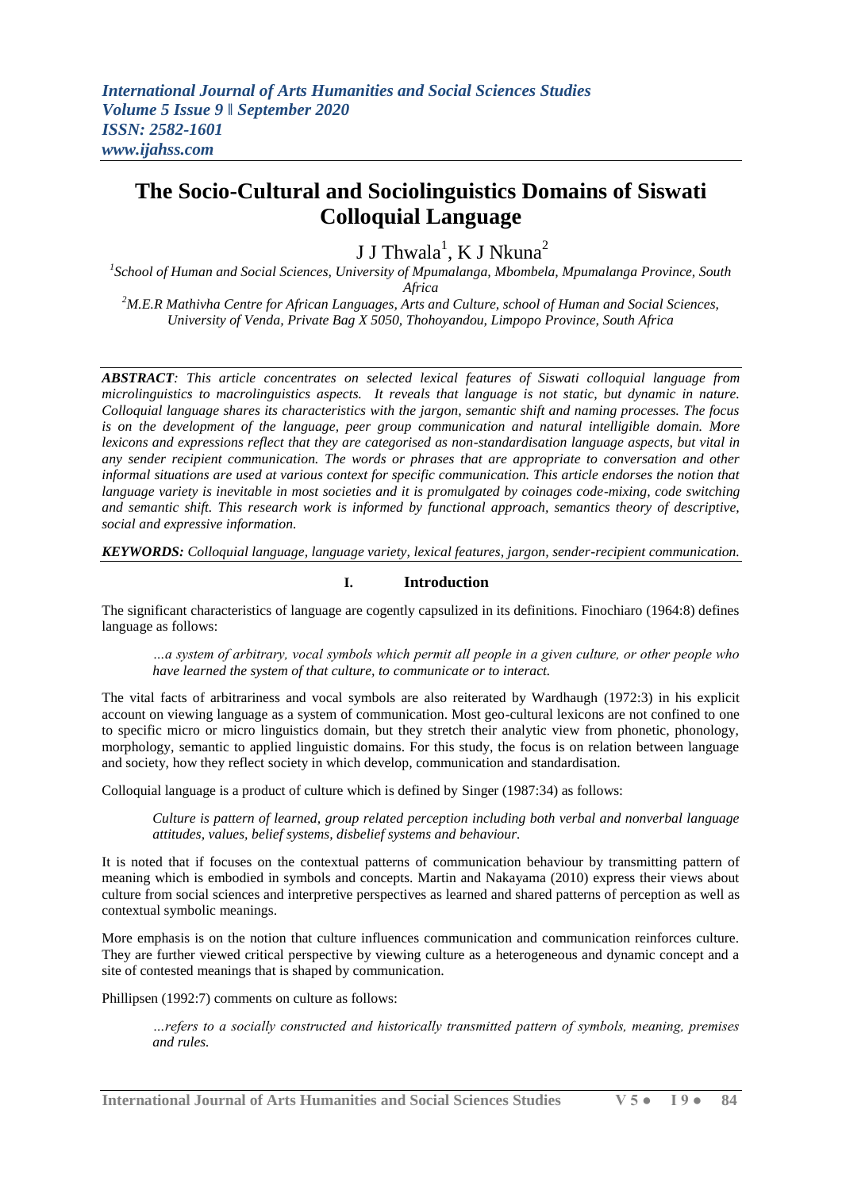# The Socio-Cultural and Sociolinguistics Domains of Siswati Colloquial Language

J J Thwala[1], K J Nkuna[2]

[1]School of Human and Social Sciences, University of Mpumalanga, Mbombela, Mpumalanga Province, South Africa

[2]M.E.R Mathivha Centre for African Languages, Arts and Culture, school of Human and Social Sciences, University of Venda, Private Bag X 5050, Thohoyandou, Limpopo Province, South Africa

***ABSTRACT****: This article concentrates on selected lexical features of Siswati colloquial language from microlinguistics to macrolinguistics aspects. It reveals that language is not static, but dynamic in nature. Colloquial language shares its characteristics with the jargon, semantic shift and naming processes. The focus is on the development of the language, peer group communication and natural intelligible domain. More lexicons and expressions reflect that they are categorised as non-standardisation language aspects, but vital in any sender recipient communication. The words or phrases that are appropriate to conversation and other informal situations are used at various context for specific communication. This article endorses the notion that language variety is inevitable in most societies and it is promulgated by coinages code-mixing, code switching and semantic shift. This research work is informed by functional approach, semantics theory of descriptive, social and expressive information.*

***KEYWORDS:*** *Colloquial language, language variety, lexical features, jargon, sender-recipient communication.*

## I. Introduction

The significant characteristics of language are cogently capsulized in its definitions. Finochiaro (1964:8) defines language as follows:

> *...a system of arbitrary, vocal symbols which permit all people in a given culture, or other people who have learned the system of that culture, to communicate or to interact.*

The vital facts of arbitrariness and vocal symbols are also reiterated by Wardhaugh (1972:3) in his explicit account on viewing language as a system of communication. Most geo-cultural lexicons are not confined to one to specific micro or micro linguistics domain, but they stretch their analytic view from phonetic, phonology, morphology, semantic to applied linguistic domains. For this study, the focus is on relation between language and society, how they reflect society in which develop, communication and standardisation.

Colloquial language is a product of culture which is defined by Singer (1987:34) as follows:

> *Culture is pattern of learned, group related perception including both verbal and nonverbal language attitudes, values, belief systems, disbelief systems and behaviour.*

It is noted that if focuses on the contextual patterns of communication behaviour by transmitting pattern of meaning which is embodied in symbols and concepts. Martin and Nakayama (2010) express their views about culture from social sciences and interpretive perspectives as learned and shared patterns of perception as well as contextual symbolic meanings.

More emphasis is on the notion that culture influences communication and communication reinforces culture. They are further viewed critical perspective by viewing culture as a heterogeneous and dynamic concept and a site of contested meanings that is shaped by communication.

Phillipsen (1992:7) comments on culture as follows:

> *...refers to a socially constructed and historically transmitted pattern of symbols, meaning, premises and rules.*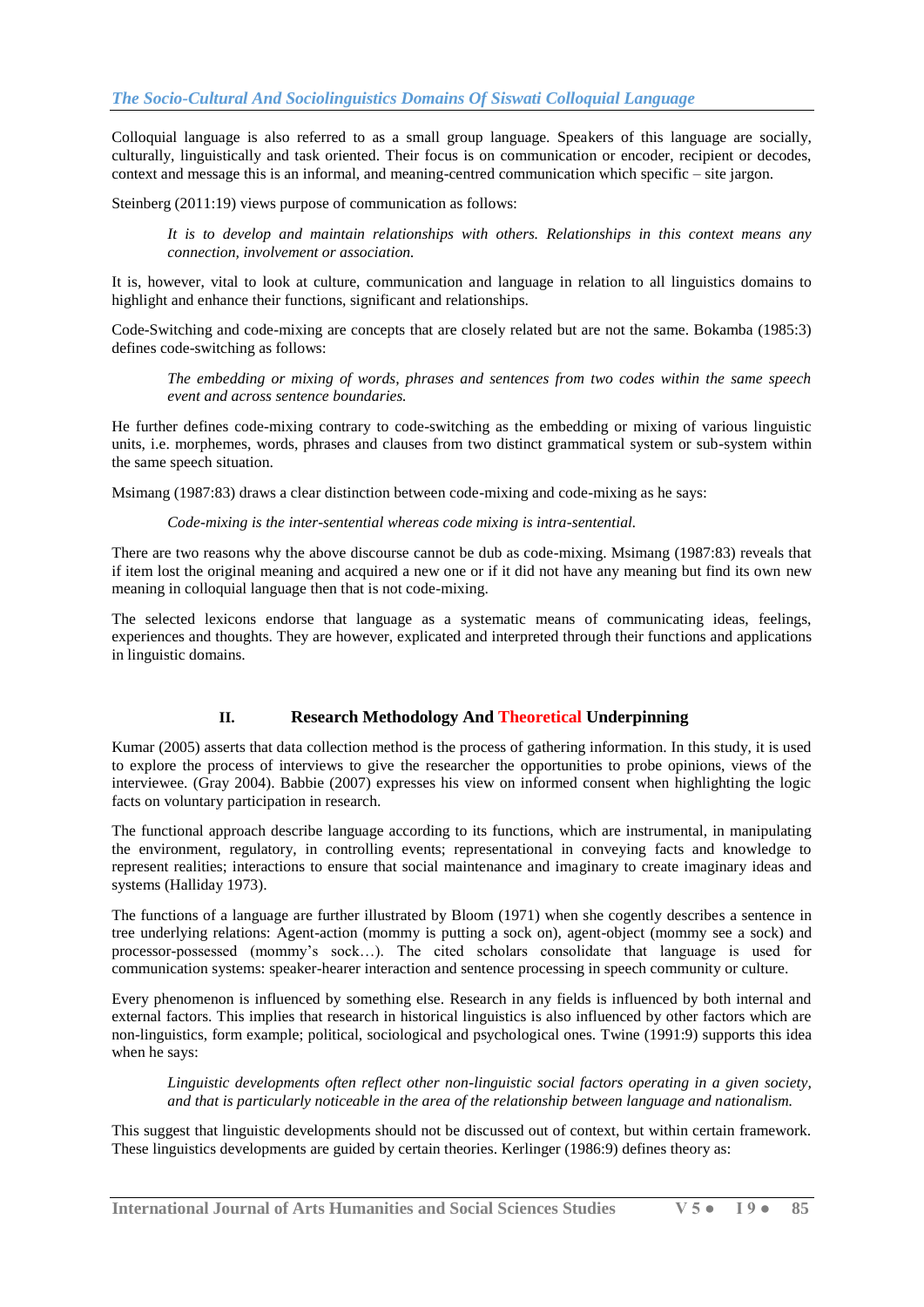Colloquial language is also referred to as a small group language. Speakers of this language are socially, culturally, linguistically and task oriented. Their focus is on communication or encoder, recipient or decodes, context and message this is an informal, and meaning-centred communication which specific – site jargon.

Steinberg (2011:19) views purpose of communication as follows:

> *It is to develop and maintain relationships with others. Relationships in this context means any connection, involvement or association.*

It is, however, vital to look at culture, communication and language in relation to all linguistics domains to highlight and enhance their functions, significant and relationships.

Code-Switching and code-mixing are concepts that are closely related but are not the same. Bokamba (1985:3) defines code-switching as follows:

> *The embedding or mixing of words, phrases and sentences from two codes within the same speech event and across sentence boundaries.*

He further defines code-mixing contrary to code-switching as the embedding or mixing of various linguistic units, i.e. morphemes, words, phrases and clauses from two distinct grammatical system or sub-system within the same speech situation.

Msimang (1987:83) draws a clear distinction between code-mixing and code-mixing as he says:

> *Code-mixing is the inter-sentential whereas code mixing is intra-sentential.*

There are two reasons why the above discourse cannot be dub as code-mixing. Msimang (1987:83) reveals that if item lost the original meaning and acquired a new one or if it did not have any meaning but find its own new meaning in colloquial language then that is not code-mixing.

The selected lexicons endorse that language as a systematic means of communicating ideas, feelings, experiences and thoughts. They are however, explicated and interpreted through their functions and applications in linguistic domains.

## II. Research Methodology And Theoretical Underpinning

Kumar (2005) asserts that data collection method is the process of gathering information. In this study, it is used to explore the process of interviews to give the researcher the opportunities to probe opinions, views of the interviewee. (Gray 2004). Babbie (2007) expresses his view on informed consent when highlighting the logic facts on voluntary participation in research.

The functional approach describe language according to its functions, which are instrumental, in manipulating the environment, regulatory, in controlling events; representational in conveying facts and knowledge to represent realities; interactions to ensure that social maintenance and imaginary to create imaginary ideas and systems (Halliday 1973).

The functions of a language are further illustrated by Bloom (1971) when she cogently describes a sentence in tree underlying relations: Agent-action (mommy is putting a sock on), agent-object (mommy see a sock) and processor-possessed (mommy's sock…). The cited scholars consolidate that language is used for communication systems: speaker-hearer interaction and sentence processing in speech community or culture.

Every phenomenon is influenced by something else. Research in any fields is influenced by both internal and external factors. This implies that research in historical linguistics is also influenced by other factors which are non-linguistics, form example; political, sociological and psychological ones. Twine (1991:9) supports this idea when he says:

> *Linguistic developments often reflect other non-linguistic social factors operating in a given society, and that is particularly noticeable in the area of the relationship between language and nationalism.*

This suggest that linguistic developments should not be discussed out of context, but within certain framework. These linguistics developments are guided by certain theories. Kerlinger (1986:9) defines theory as: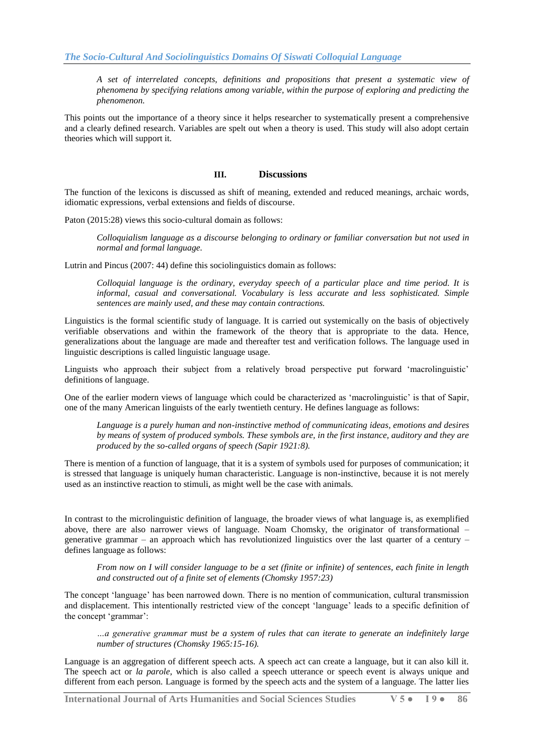> *A set of interrelated concepts, definitions and propositions that present a systematic view of phenomena by specifying relations among variable, within the purpose of exploring and predicting the phenomenon.*

This points out the importance of a theory since it helps researcher to systematically present a comprehensive and a clearly defined research. Variables are spelt out when a theory is used. This study will also adopt certain theories which will support it.

## III. Discussions

The function of the lexicons is discussed as shift of meaning, extended and reduced meanings, archaic words, idiomatic expressions, verbal extensions and fields of discourse.

Paton (2015:28) views this socio-cultural domain as follows:

> *Colloquialism language as a discourse belonging to ordinary or familiar conversation but not used in normal and formal language.*

Lutrin and Pincus (2007: 44) define this sociolinguistics domain as follows:

> *Colloquial language is the ordinary, everyday speech of a particular place and time period. It is informal, casual and conversational. Vocabulary is less accurate and less sophisticated. Simple sentences are mainly used, and these may contain contractions.*

Linguistics is the formal scientific study of language. It is carried out systemically on the basis of objectively verifiable observations and within the framework of the theory that is appropriate to the data. Hence, generalizations about the language are made and thereafter test and verification follows. The language used in linguistic descriptions is called linguistic language usage.

Linguists who approach their subject from a relatively broad perspective put forward 'macrolinguistic' definitions of language.

One of the earlier modern views of language which could be characterized as 'macrolinguistic' is that of Sapir, one of the many American linguists of the early twentieth century. He defines language as follows:

> *Language is a purely human and non-instinctive method of communicating ideas, emotions and desires by means of system of produced symbols. These symbols are, in the first instance, auditory and they are produced by the so-called organs of speech (Sapir 1921:8).*

There is mention of a function of language, that it is a system of symbols used for purposes of communication; it is stressed that language is uniquely human characteristic. Language is non-instinctive, because it is not merely used as an instinctive reaction to stimuli, as might well be the case with animals.

In contrast to the microlinguistic definition of language, the broader views of what language is, as exemplified above, there are also narrower views of language. Noam Chomsky, the originator of transformational – generative grammar – an approach which has revolutionized linguistics over the last quarter of a century – defines language as follows:

> *From now on I will consider language to be a set (finite or infinite) of sentences, each finite in length and constructed out of a finite set of elements (Chomsky 1957:23)*

The concept 'language' has been narrowed down. There is no mention of communication, cultural transmission and displacement. This intentionally restricted view of the concept 'language' leads to a specific definition of the concept 'grammar':

> *…a generative grammar must be a system of rules that can iterate to generate an indefinitely large number of structures (Chomsky 1965:15-16).*

Language is an aggregation of different speech acts. A speech act can create a language, but it can also kill it. The speech act or *la parole*, which is also called a speech utterance or speech event is always unique and different from each person. Language is formed by the speech acts and the system of a language. The latter lies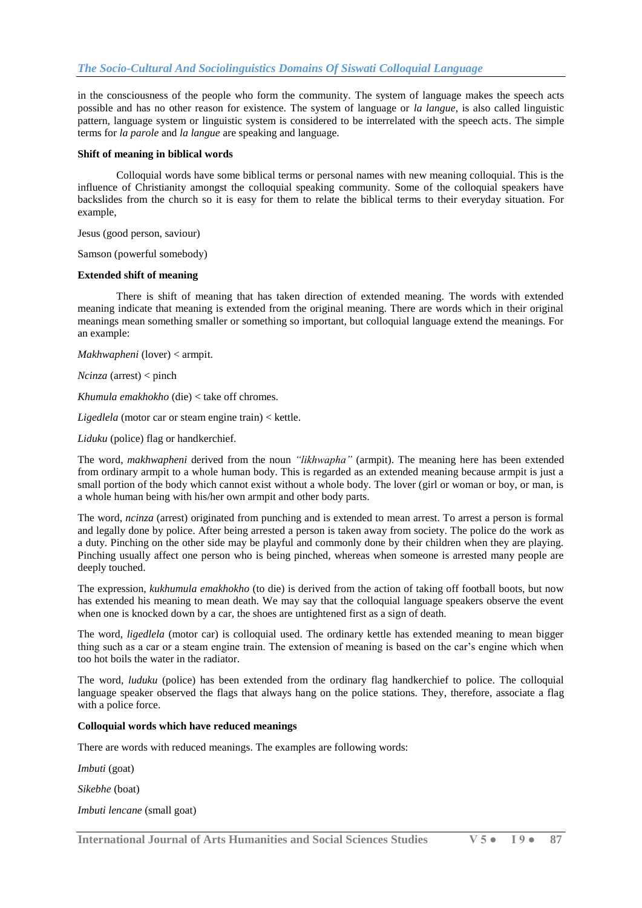in the consciousness of the people who form the community. The system of language makes the speech acts possible and has no other reason for existence. The system of language or *la langue*, is also called linguistic pattern, language system or linguistic system is considered to be interrelated with the speech acts. The simple terms for *la parole* and *la langue* are speaking and language.

**Shift of meaning in biblical words**

Colloquial words have some biblical terms or personal names with new meaning colloquial. This is the influence of Christianity amongst the colloquial speaking community. Some of the colloquial speakers have backslides from the church so it is easy for them to relate the biblical terms to their everyday situation. For example,

Jesus (good person, saviour)

Samson (powerful somebody)

**Extended shift of meaning**

There is shift of meaning that has taken direction of extended meaning. The words with extended meaning indicate that meaning is extended from the original meaning. There are words which in their original meanings mean something smaller or something so important, but colloquial language extend the meanings. For an example:

*Makhwapheni* (lover) < armpit.

*Ncinza* (arrest) < pinch

*Khumula emakhokho* (die) < take off chromes.

*Ligedlela* (motor car or steam engine train) < kettle.

*Liduku* (police) flag or handkerchief.

The word, *makhwapheni* derived from the noun *"likhwapha"* (armpit). The meaning here has been extended from ordinary armpit to a whole human body. This is regarded as an extended meaning because armpit is just a small portion of the body which cannot exist without a whole body. The lover (girl or woman or boy, or man, is a whole human being with his/her own armpit and other body parts.

The word, *ncinza* (arrest) originated from punching and is extended to mean arrest. To arrest a person is formal and legally done by police. After being arrested a person is taken away from society. The police do the work as a duty. Pinching on the other side may be playful and commonly done by their children when they are playing. Pinching usually affect one person who is being pinched, whereas when someone is arrested many people are deeply touched.

The expression, *kukhumula emakhokho* (to die) is derived from the action of taking off football boots, but now has extended his meaning to mean death. We may say that the colloquial language speakers observe the event when one is knocked down by a car, the shoes are untightened first as a sign of death.

The word, *ligedlela* (motor car) is colloquial used. The ordinary kettle has extended meaning to mean bigger thing such as a car or a steam engine train. The extension of meaning is based on the car's engine which when too hot boils the water in the radiator.

The word, *luduku* (police) has been extended from the ordinary flag handkerchief to police. The colloquial language speaker observed the flags that always hang on the police stations. They, therefore, associate a flag with a police force.

**Colloquial words which have reduced meanings**

There are words with reduced meanings. The examples are following words:

*Imbuti* (goat)

*Sikebhe* (boat)

*Imbuti lencane* (small goat)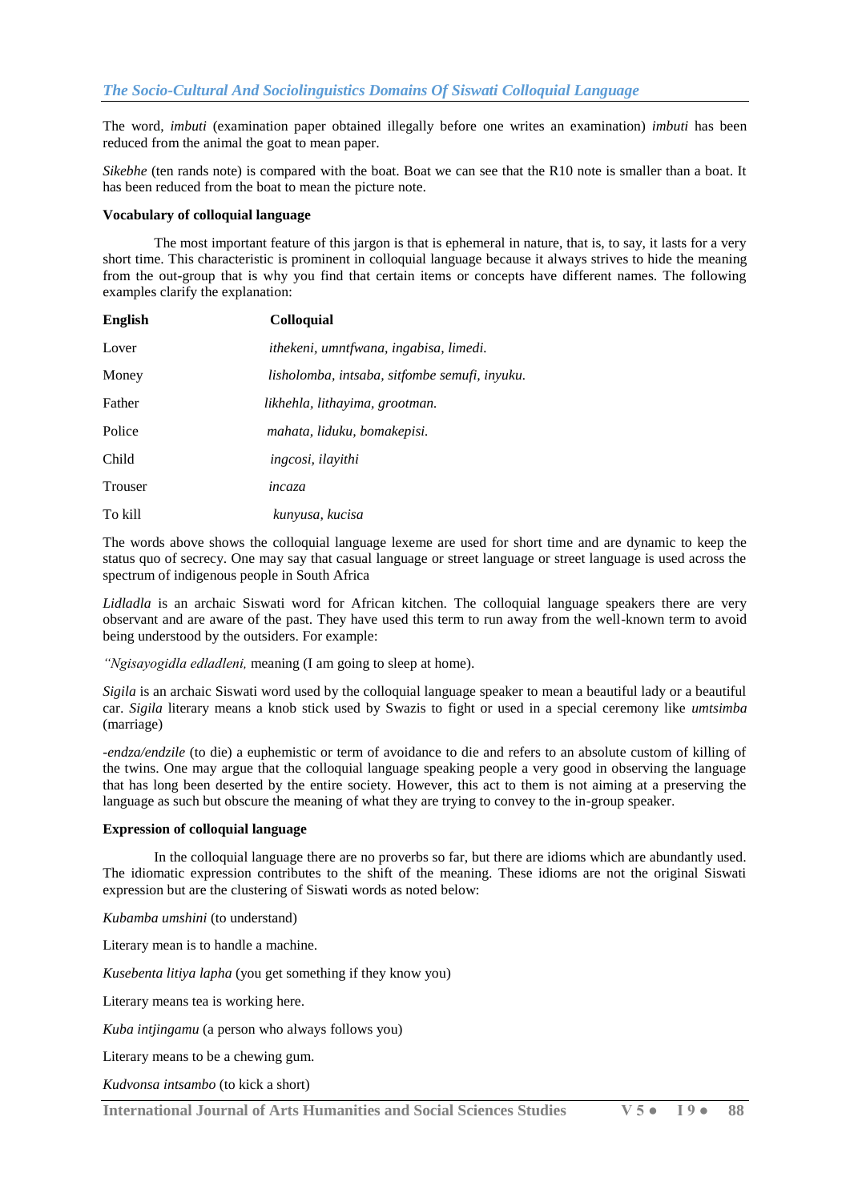The word, *imbuti* (examination paper obtained illegally before one writes an examination) *imbuti* has been reduced from the animal the goat to mean paper.

*Sikebhe* (ten rands note) is compared with the boat. Boat we can see that the R10 note is smaller than a boat. It has been reduced from the boat to mean the picture note.

**Vocabulary of colloquial language**

The most important feature of this jargon is that is ephemeral in nature, that is, to say, it lasts for a very short time. This characteristic is prominent in colloquial language because it always strives to hide the meaning from the out-group that is why you find that certain items or concepts have different names. The following examples clarify the explanation:

| **English** | **Colloquial** |
|---|---|
| Lover | *ithekeni, umntfwana, ingabisa, limedi.* |
| Money | *lisholomba, intsaba, sitfombe semufi, inyuku.* |
| Father | *likhehla, lithayima, grootman.* |
| Police | *mahata, liduku, bomakepisi.* |
| Child | *ingcosi, ilayithi* |
| Trouser | *incaza* |
| To kill | *kunyusa, kucisa* |

The words above shows the colloquial language lexeme are used for short time and are dynamic to keep the status quo of secrecy. One may say that casual language or street language or street language is used across the spectrum of indigenous people in South Africa

*Lidladla* is an archaic Siswati word for African kitchen. The colloquial language speakers there are very observant and are aware of the past. They have used this term to run away from the well-known term to avoid being understood by the outsiders. For example:

*"Ngisayogidla edladleni,* meaning (I am going to sleep at home).

*Sigila* is an archaic Siswati word used by the colloquial language speaker to mean a beautiful lady or a beautiful car. *Sigila* literary means a knob stick used by Swazis to fight or used in a special ceremony like *umtsimba* (marriage)

*-endza/endzile* (to die) a euphemistic or term of avoidance to die and refers to an absolute custom of killing of the twins. One may argue that the colloquial language speaking people a very good in observing the language that has long been deserted by the entire society. However, this act to them is not aiming at a preserving the language as such but obscure the meaning of what they are trying to convey to the in-group speaker.

**Expression of colloquial language**

In the colloquial language there are no proverbs so far, but there are idioms which are abundantly used. The idiomatic expression contributes to the shift of the meaning. These idioms are not the original Siswati expression but are the clustering of Siswati words as noted below:

*Kubamba umshini* (to understand)

Literary mean is to handle a machine.

*Kusebenta litiya lapha* (you get something if they know you)

Literary means tea is working here.

*Kuba intjingamu* (a person who always follows you)

Literary means to be a chewing gum.

*Kudvonsa intsambo* (to kick a short)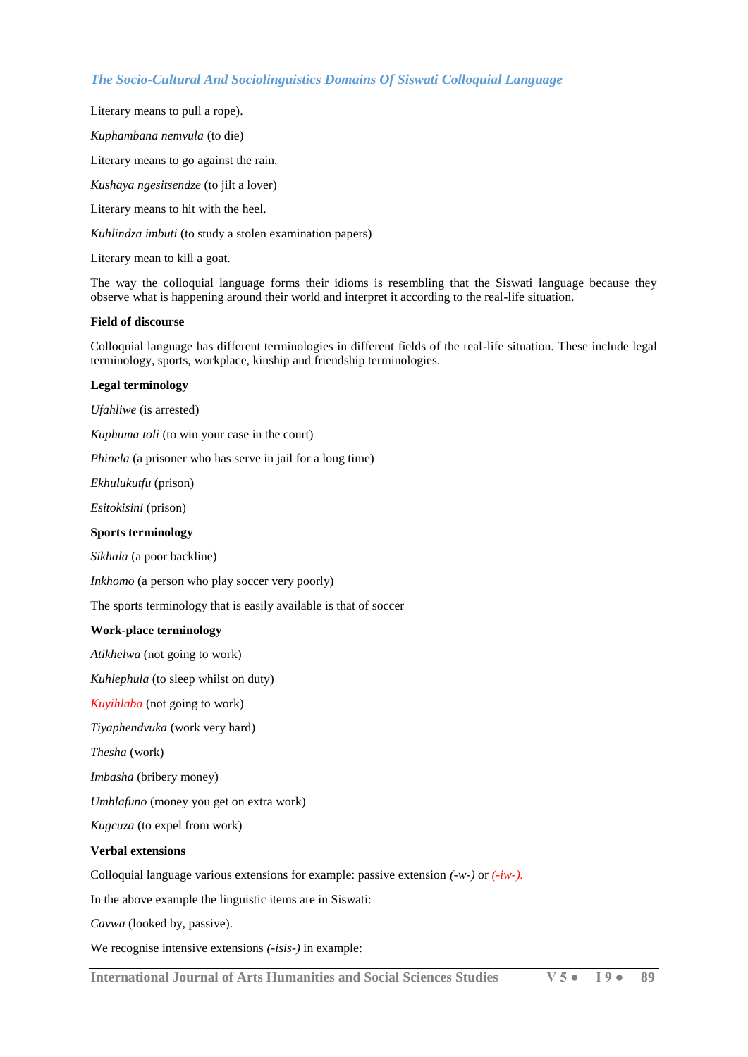Literary means to pull a rope).

*Kuphambana nemvula* (to die)

Literary means to go against the rain.

*Kushaya ngesitsendze* (to jilt a lover)

Literary means to hit with the heel.

*Kuhlindza imbuti* (to study a stolen examination papers)

Literary mean to kill a goat.

The way the colloquial language forms their idioms is resembling that the Siswati language because they observe what is happening around their world and interpret it according to the real-life situation.

**Field of discourse**

Colloquial language has different terminologies in different fields of the real-life situation. These include legal terminology, sports, workplace, kinship and friendship terminologies.

**Legal terminology**

*Ufahliwe* (is arrested)

*Kuphuma toli* (to win your case in the court)

*Phinela* (a prisoner who has serve in jail for a long time)

*Ekhulukutfu* (prison)

*Esitokisini* (prison)

**Sports terminology**

*Sikhala* (a poor backline)

*Inkhomo* (a person who play soccer very poorly)

The sports terminology that is easily available is that of soccer

**Work-place terminology**

*Atikhelwa* (not going to work)

*Kuhlephula* (to sleep whilst on duty)

*Kuyihlaba* (not going to work)

*Tiyaphendvuka* (work very hard)

*Thesha* (work)

*Imbasha* (bribery money)

*Umhlafuno* (money you get on extra work)

*Kugcuza* (to expel from work)

**Verbal extensions**

Colloquial language various extensions for example: passive extension *(-w-)* or *(-iw-).*

In the above example the linguistic items are in Siswati:

*Cavwa* (looked by, passive).

We recognise intensive extensions *(-isis-)* in example: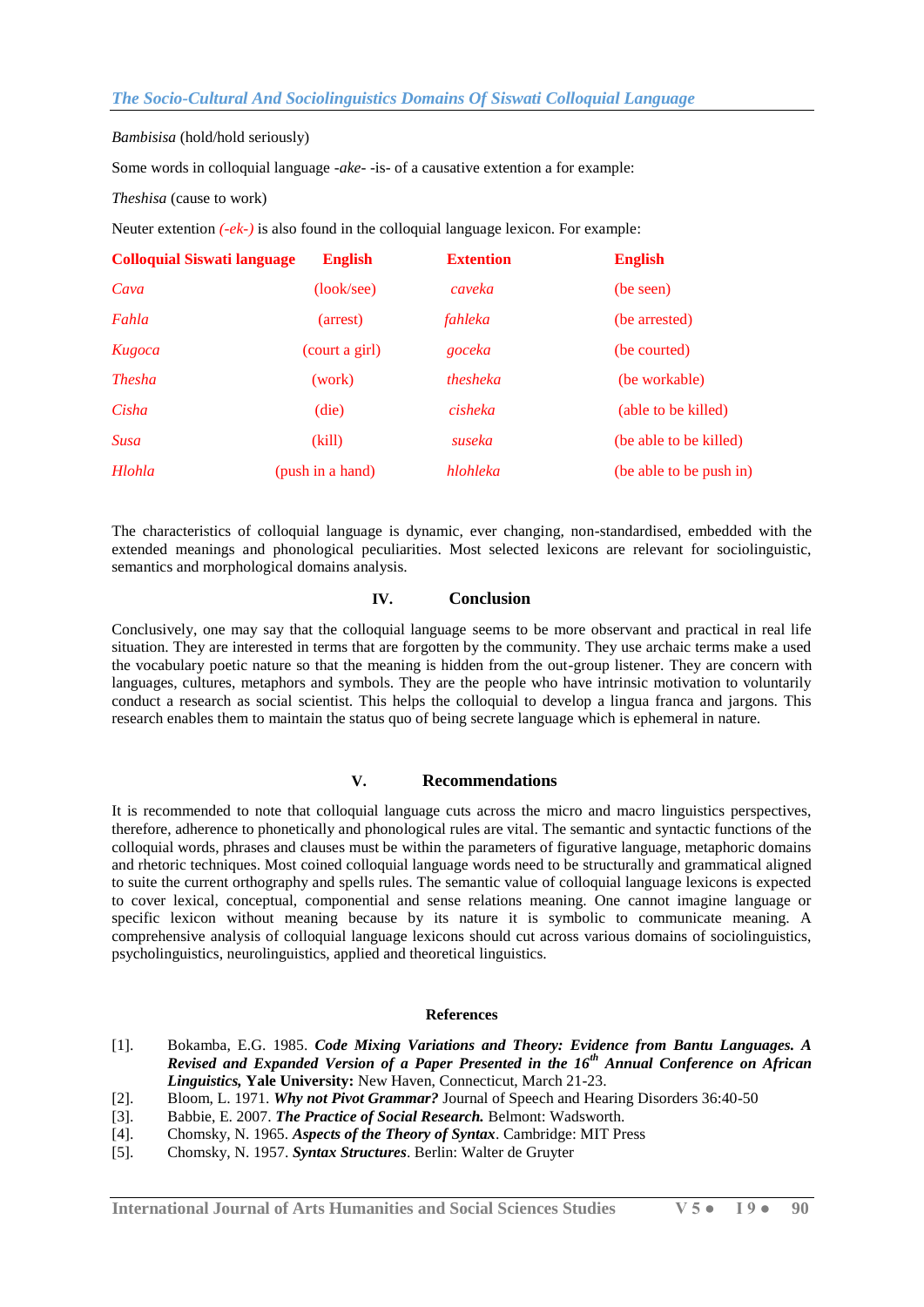*Bambisisa* (hold/hold seriously)

Some words in colloquial language *-ake-* -is- of a causative extention a for example:

*Theshisa* (cause to work)

Neuter extention *(-ek-)* is also found in the colloquial language lexicon. For example:

| Colloquial Siswati language | English | Extention | English |
|---|---|---|---|
| *Cava* | (look/see) | *caveka* | (be seen) |
| *Fahla* | (arrest) | *fahleka* | (be arrested) |
| *Kugoca* | (court a girl) | *goceka* | (be courted) |
| *Thesha* | (work) | *thesheka* | (be workable) |
| *Cisha* | (die) | *cisheka* | (able to be killed) |
| *Susa* | (kill) | *suseka* | (be able to be killed) |
| *Hlohla* | (push in a hand) | *hlohleka* | (be able to be push in) |

The characteristics of colloquial language is dynamic, ever changing, non-standardised, embedded with the extended meanings and phonological peculiarities. Most selected lexicons are relevant for sociolinguistic, semantics and morphological domains analysis.

## IV. Conclusion

Conclusively, one may say that the colloquial language seems to be more observant and practical in real life situation. They are interested in terms that are forgotten by the community. They use archaic terms make a used the vocabulary poetic nature so that the meaning is hidden from the out-group listener. They are concern with languages, cultures, metaphors and symbols. They are the people who have intrinsic motivation to voluntarily conduct a research as social scientist. This helps the colloquial to develop a lingua franca and jargons. This research enables them to maintain the status quo of being secrete language which is ephemeral in nature.

## V. Recommendations

It is recommended to note that colloquial language cuts across the micro and macro linguistics perspectives, therefore, adherence to phonetically and phonological rules are vital. The semantic and syntactic functions of the colloquial words, phrases and clauses must be within the parameters of figurative language, metaphoric domains and rhetoric techniques. Most coined colloquial language words need to be structurally and grammatical aligned to suite the current orthography and spells rules. The semantic value of colloquial language lexicons is expected to cover lexical, conceptual, componential and sense relations meaning. One cannot imagine language or specific lexicon without meaning because by its nature it is symbolic to communicate meaning. A comprehensive analysis of colloquial language lexicons should cut across various domains of sociolinguistics, psycholinguistics, neurolinguistics, applied and theoretical linguistics.

## References

[1]. Bokamba, E.G. 1985. ***Code Mixing Variations and Theory: Evidence from Bantu Languages. A Revised and Expanded Version of a Paper Presented in the 16th Annual Conference on African Linguistics,*** **Yale University:** New Haven, Connecticut, March 21-23.

[2]. Bloom, L. 1971. ***Why not Pivot Grammar?*** Journal of Speech and Hearing Disorders 36:40-50

[3]. Babbie, E. 2007. ***The Practice of Social Research.*** Belmont: Wadsworth.

[4]. Chomsky, N. 1965. ***Aspects of the Theory of Syntax***. Cambridge: MIT Press

[5]. Chomsky, N. 1957. ***Syntax Structures***. Berlin: Walter de Gruyter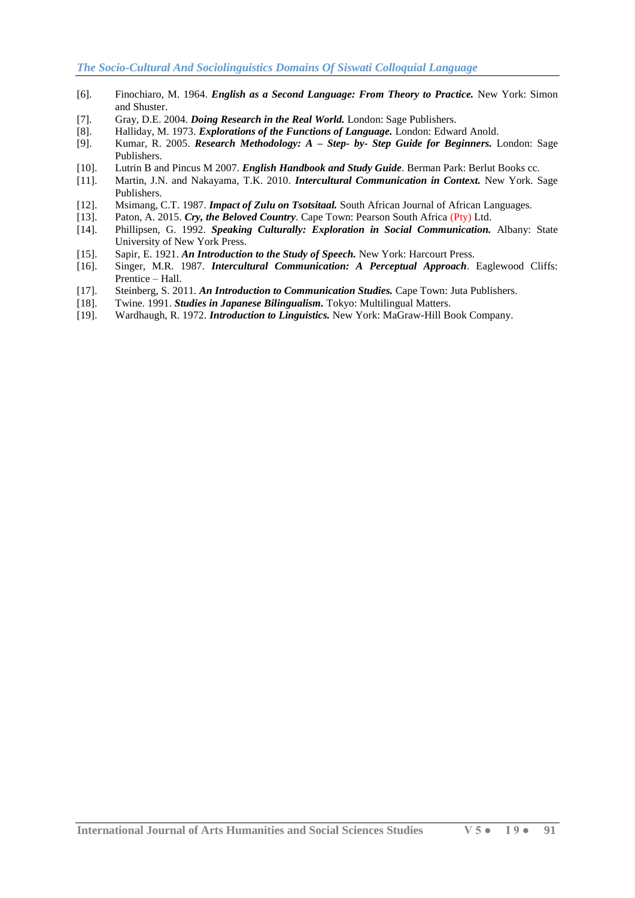[6]. Finochiaro, M. 1964. ***English as a Second Language: From Theory to Practice.*** New York: Simon and Shuster.

[7]. Gray, D.E. 2004. ***Doing Research in the Real World.*** London: Sage Publishers.

[8]. Halliday, M. 1973. ***Explorations of the Functions of Language.*** London: Edward Anold.

[9]. Kumar, R. 2005. ***Research Methodology: A – Step- by- Step Guide for Beginners.*** London: Sage Publishers.

[10]. Lutrin B and Pincus M 2007. ***English Handbook and Study Guide***. Berman Park: Berlut Books cc.

[11]. Martin, J.N. and Nakayama, T.K. 2010. ***Intercultural Communication in Context.*** New York. Sage Publishers.

[12]. Msimang, C.T. 1987. ***Impact of Zulu on Tsotsitaal.*** South African Journal of African Languages.

[13]. Paton, A. 2015. ***Cry, the Beloved Country***. Cape Town: Pearson South Africa (Pty) Ltd.

[14]. Phillipsen, G. 1992. ***Speaking Culturally: Exploration in Social Communication.*** Albany: State University of New York Press.

[15]. Sapir, E. 1921. ***An Introduction to the Study of Speech.*** New York: Harcourt Press.

[16]. Singer, M.R. 1987. ***Intercultural Communication: A Perceptual Approach***. Eaglewood Cliffs: Prentice – Hall.

[17]. Steinberg, S. 2011. ***An Introduction to Communication Studies.*** Cape Town: Juta Publishers.

[18]. Twine. 1991. ***Studies in Japanese Bilingualism.*** Tokyo: Multilingual Matters.

[19]. Wardhaugh, R. 1972. ***Introduction to Linguistics.*** New York: MaGraw-Hill Book Company.